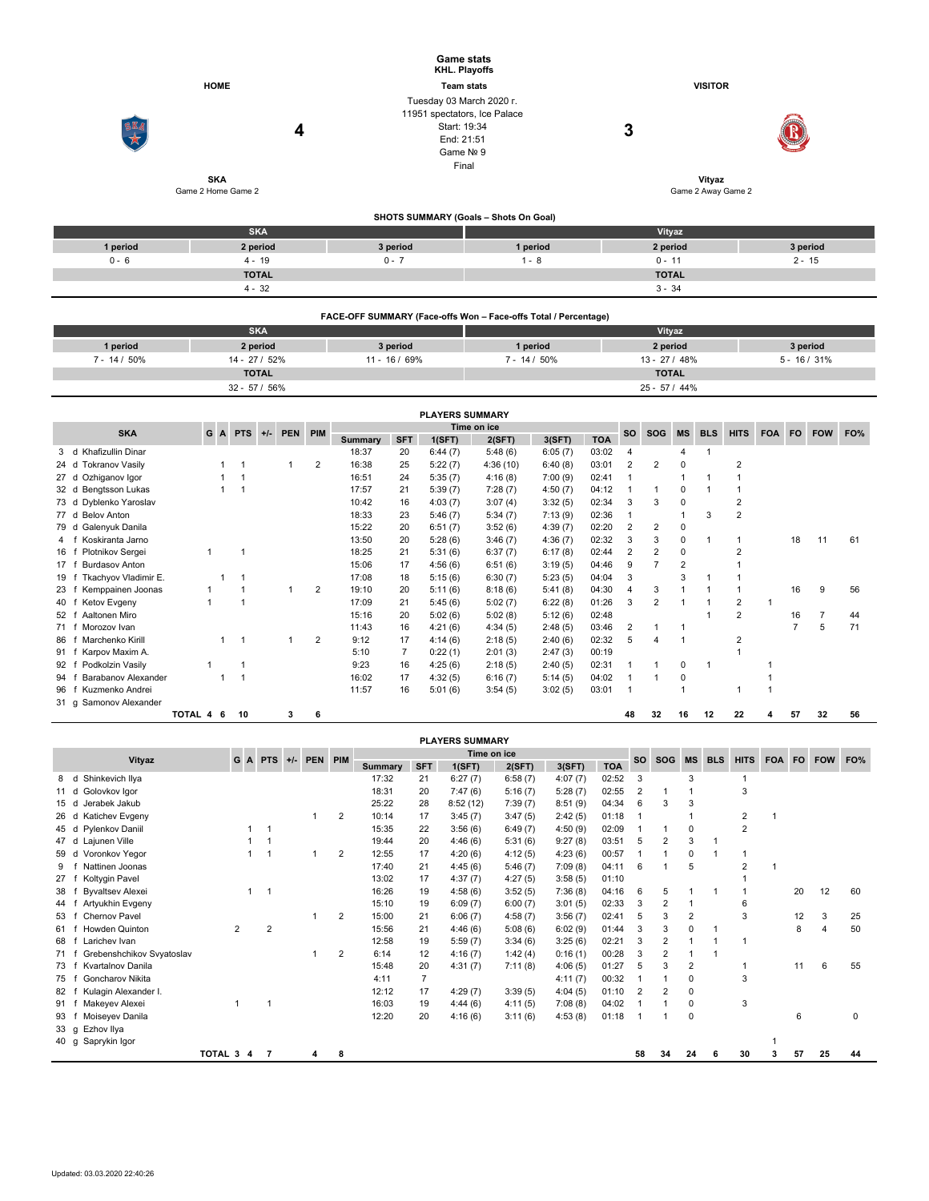# Game stats

**KHL. Playoffs**

**Team stats**

Tuesday 03 March 2020 г.
11951 spectators, Ice Palace
Start: 19:34
End: 21:51
Game № 9
Final

| HOME | | VISITOR |
|---|---|---|
| **SKA** — 4 | | 3 — **Vityaz** |
| Game 2 Home Game 2 | | Game 2 Away Game 2 |

## SHOTS SUMMARY (Goals – Shots On Goal)

| SKA | | | Vityaz | | |
|---|---|---|---|---|---|
| 1 period | 2 period | 3 period | 1 period | 2 period | 3 period |
| 0 - 6 | 4 - 19 | 0 - 7 | 1 - 8 | 0 - 11 | 2 - 15 |
| TOTAL | | | TOTAL | | |
| 4 - 32 | | | 3 - 34 | | |

## FACE-OFF SUMMARY (Face-offs Won – Face-offs Total / Percentage)

| SKA | | | Vityaz | | |
|---|---|---|---|---|---|
| 1 period | 2 period | 3 period | 1 period | 2 period | 3 period |
| 7 - 14 / 50% | 14 - 27 / 52% | 11 - 16 / 69% | 7 - 14 / 50% | 13 - 27 / 48% | 5 - 16 / 31% |
| TOTAL | | | TOTAL | | |
| 32 - 57 / 56% | | | 25 - 57 / 44% | | |

## PLAYERS SUMMARY

| SKA | G | A | PTS | +/- | PEN | PIM | Time on ice: Summary | SFT | 1(SFT) | 2(SFT) | 3(SFT) | TOA | SO | SOG | MS | BLS | HITS | FOA | FO | FOW | FO% |
|---|---|---|---|---|---|---|---|---|---|---|---|---|---|---|---|---|---|---|---|---|---|
| 3 d Khafizullin Dinar | | | | | | | 18:37 | 20 | 6:44 (7) | 5:48 (6) | 6:05 (7) | 03:02 | 4 | | 4 | 1 | | | | | |
| 24 d Tokranov Vasily | | 1 | 1 | | 1 | 2 | 16:38 | 25 | 5:22 (7) | 4:36 (10) | 6:40 (8) | 03:01 | 2 | 2 | 0 | | 2 | | | | |
| 27 d Ozhiganov Igor | | 1 | 1 | | | | 16:51 | 24 | 5:35 (7) | 4:16 (8) | 7:00 (9) | 02:41 | 1 | | 1 | 1 | 1 | | | | |
| 32 d Bengtsson Lukas | | 1 | 1 | | | | 17:57 | 21 | 5:39 (7) | 7:28 (7) | 4:50 (7) | 04:12 | 1 | 1 | 0 | 1 | 1 | | | | |
| 73 d Dyblenko Yaroslav | | | | | | | 10:42 | 16 | 4:03 (7) | 3:07 (4) | 3:32 (5) | 02:34 | 3 | 3 | 0 | | 2 | | | | |
| 77 d Belov Anton | | | | | | | 18:33 | 23 | 5:46 (7) | 5:34 (7) | 7:13 (9) | 02:36 | 1 | | 1 | 3 | 2 | | | | |
| 79 d Galenyuk Danila | | | | | | | 15:22 | 20 | 6:51 (7) | 3:52 (6) | 4:39 (7) | 02:20 | 2 | 2 | 0 | | | | | | |
| 4 f Koskiranta Jarno | | | | | | | 13:50 | 20 | 5:28 (6) | 3:46 (7) | 4:36 (7) | 02:32 | 3 | 3 | 0 | 1 | 1 | | 18 | 11 | 61 |
| 16 f Plotnikov Sergei | 1 | | 1 | | | | 18:25 | 21 | 5:31 (6) | 6:37 (7) | 6:17 (8) | 02:44 | 2 | 2 | 0 | | 2 | | | | |
| 17 f Burdasov Anton | | | | | | | 15:06 | 17 | 4:56 (6) | 6:51 (6) | 3:19 (5) | 04:46 | 9 | 7 | 2 | | 1 | | | | |
| 19 f Tkachyov Vladimir E. | | 1 | 1 | | | | 17:08 | 18 | 5:15 (6) | 6:30 (7) | 5:23 (5) | 04:04 | 3 | | 3 | 1 | 1 | | | | |
| 23 f Kemppainen Joonas | 1 | | 1 | | 1 | 2 | 19:10 | 20 | 5:11 (6) | 8:18 (6) | 5:41 (8) | 04:30 | 4 | 3 | 1 | 1 | 1 | | 16 | 9 | 56 |
| 40 f Ketov Evgeny | 1 | | 1 | | | | 17:09 | 21 | 5:45 (6) | 5:02 (7) | 6:22 (8) | 01:26 | 3 | 2 | 1 | 1 | 2 | 1 | | | |
| 52 f Aaltonen Miro | | | | | | | 15:16 | 20 | 5:02 (6) | 5:02 (8) | 5:12 (6) | 02:48 | | | | 1 | 2 | | 16 | 7 | 44 |
| 71 f Morozov Ivan | | | | | | | 11:43 | 16 | 4:21 (6) | 4:34 (5) | 2:48 (5) | 03:46 | 2 | 1 | 1 | | | | 7 | 5 | 71 |
| 86 f Marchenko Kirill | | 1 | 1 | | 1 | 2 | 9:12 | 17 | 4:14 (6) | 2:18 (5) | 2:40 (6) | 02:32 | 5 | 4 | 1 | | 2 | | | | |
| 91 f Karpov Maxim A. | | | | | | | 5:10 | 7 | 0:22 (1) | 2:01 (3) | 2:47 (3) | 00:19 | | | | | 1 | | | | |
| 92 f Podkolzin Vasily | 1 | | 1 | | | | 9:23 | 16 | 4:25 (6) | 2:18 (5) | 2:40 (5) | 02:31 | 1 | 1 | 0 | 1 | | 1 | | | |
| 94 f Barabanov Alexander | | 1 | 1 | | | | 16:02 | 17 | 4:32 (5) | 6:16 (7) | 5:14 (5) | 04:02 | 1 | 1 | 0 | | | 1 | | | |
| 96 f Kuzmenko Andrei | | | | | | | 11:57 | 16 | 5:01 (6) | 3:54 (5) | 3:02 (5) | 03:01 | 1 | | 1 | | 1 | 1 | | | |
| 31 g Samonov Alexander | | | | | | | | | | | | | | | | | | | | | |
| TOTAL | 4 | 6 | 10 | | 3 | 6 | | | | | | | 48 | 32 | 16 | 12 | 22 | 4 | 57 | 32 | 56 |

## PLAYERS SUMMARY

| Vityaz | G | A | PTS | +/- | PEN | PIM | Time on ice: Summary | SFT | 1(SFT) | 2(SFT) | 3(SFT) | TOA | SO | SOG | MS | BLS | HITS | FOA | FO | FOW | FO% |
|---|---|---|---|---|---|---|---|---|---|---|---|---|---|---|---|---|---|---|---|---|---|
| 8 d Shinkevich Ilya | | | | | | | 17:32 | 21 | 6:27 (7) | 6:58 (7) | 4:07 (7) | 02:52 | 3 | | 3 | | 1 | | | | |
| 11 d Golovkov Igor | | | | | | | 18:31 | 20 | 7:47 (6) | 5:16 (7) | 5:28 (7) | 02:55 | 2 | 1 | 1 | | 3 | | | | |
| 15 d Jerabek Jakub | | | | | | | 25:22 | 28 | 8:52 (12) | 7:39 (7) | 8:51 (9) | 04:34 | 6 | 3 | 3 | | | | | | |
| 26 d Katichev Evgeny | | | | | 1 | 2 | 10:14 | 17 | 3:45 (7) | 3:47 (5) | 2:42 (5) | 01:18 | 1 | | 1 | | 2 | 1 | | | |
| 45 d Pylenkov Daniil | | 1 | 1 | | | | 15:35 | 22 | 3:56 (6) | 6:49 (7) | 4:50 (9) | 02:09 | 1 | 1 | 0 | | 2 | | | | |
| 47 d Lajunen Ville | | 1 | 1 | | | | 19:44 | 20 | 4:46 (6) | 5:31 (6) | 9:27 (8) | 03:51 | 5 | 2 | 3 | 1 | | | | | |
| 59 d Voronkov Yegor | | 1 | 1 | | 1 | 2 | 12:55 | 17 | 4:20 (6) | 4:12 (5) | 4:23 (6) | 00:57 | 1 | 1 | 0 | 1 | 1 | | | | |
| 9 f Nattinen Joonas | | | | | | | 17:40 | 21 | 4:45 (6) | 5:46 (7) | 7:09 (8) | 04:11 | 6 | 1 | 5 | | 2 | 1 | | | |
| 27 f Koltygin Pavel | | | | | | | 13:02 | 17 | 4:37 (7) | 4:27 (5) | 3:58 (5) | 01:10 | | | | | 1 | | | | |
| 38 f Byvaltsev Alexei | | 1 | 1 | | | | 16:26 | 19 | 4:58 (6) | 3:52 (5) | 7:36 (8) | 04:16 | 6 | 5 | 1 | 1 | 1 | | 20 | 12 | 60 |
| 44 f Artyukhin Evgeny | | | | | | | 15:10 | 19 | 6:09 (7) | 6:00 (7) | 3:01 (5) | 02:33 | 3 | 2 | 1 | | 6 | | | | |
| 53 f Chernov Pavel | | | | | 1 | 2 | 15:00 | 21 | 6:06 (7) | 4:58 (7) | 3:56 (7) | 02:41 | 5 | 3 | 2 | | 3 | | 12 | 3 | 25 |
| 61 f Howden Quinton | 2 | | 2 | | | | 15:56 | 21 | 4:46 (6) | 5:08 (6) | 6:02 (9) | 01:44 | 3 | 3 | 0 | 1 | | | 8 | 4 | 50 |
| 68 f Larichev Ivan | | | | | | | 12:58 | 19 | 5:59 (7) | 3:34 (6) | 3:25 (6) | 02:21 | 3 | 2 | 1 | 1 | 1 | | | | |
| 71 f Grebenshchikov Svyatoslav | | | | | 1 | 2 | 6:14 | 12 | 4:16 (7) | 1:42 (4) | 0:16 (1) | 00:28 | 3 | 2 | 1 | 1 | | | | | |
| 73 f Kvartalnov Danila | | | | | | | 15:48 | 20 | 4:31 (7) | 7:11 (8) | 4:06 (5) | 01:27 | 5 | 3 | 2 | | 1 | | 11 | 6 | 55 |
| 75 f Goncharov Nikita | | | | | | | 4:11 | 7 | | | 4:11 (7) | 00:32 | 1 | 1 | 0 | | 3 | | | | |
| 82 f Kulagin Alexander I. | | | | | | | 12:12 | 17 | 4:29 (7) | 3:39 (5) | 4:04 (5) | 01:10 | 2 | 2 | 0 | | | | | | |
| 91 f Makeyev Alexei | 1 | | 1 | | | | 16:03 | 19 | 4:44 (6) | 4:11 (5) | 7:08 (8) | 04:02 | 1 | 1 | 0 | | 3 | | | | |
| 93 f Moiseyev Danila | | | | | | | 12:20 | 20 | 4:16 (6) | 3:11 (6) | 4:53 (8) | 01:18 | 1 | 1 | 0 | | | | 6 | | 0 |
| 33 g Ezhov Ilya | | | | | | | | | | | | | | | | | | | | | |
| 40 g Saprykin Igor | | | | | | | | | | | | | | | | | | 1 | | | |
| TOTAL | 3 | 4 | 7 | | 4 | 8 | | | | | | | 58 | 34 | 24 | 6 | 30 | 3 | 57 | 25 | 44 |

Updated: 03.03.2020 22:40:26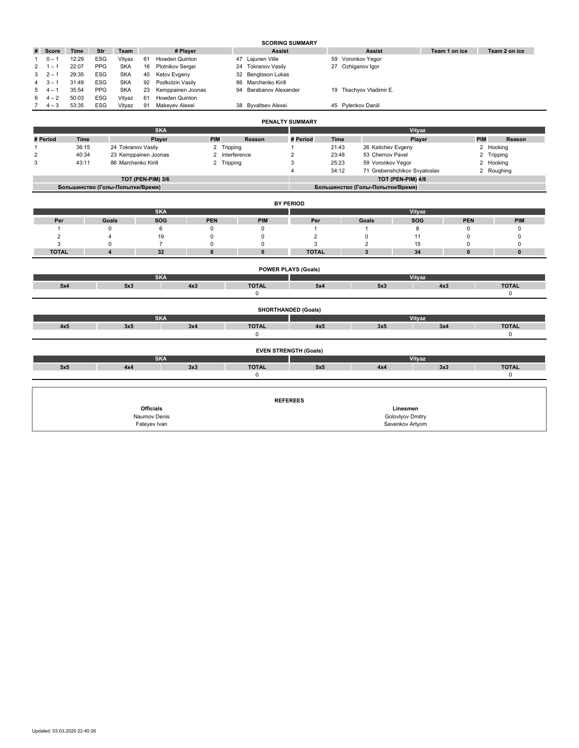## SCORING SUMMARY

| # | Score | Time | Str | Team | # Player | Assist | Assist | Team 1 on ice | Team 2 on ice |
|---|---|---|---|---|---|---|---|---|---|
| 1 | 0 – 1 | 12:29 | ESG | Vityaz | 61 Howden Quinton | 47 Lajunen Ville | 59 Voronkov Yegor | | |
| 2 | 1 – 1 | 22:07 | PPG | SKA | 16 Plotnikov Sergei | 24 Tokranov Vasily | 27 Ozhiganov Igor | | |
| 3 | 2 – 1 | 29:35 | ESG | SKA | 40 Ketov Evgeny | 32 Bengtsson Lukas | | | |
| 4 | 3 – 1 | 31:49 | ESG | SKA | 92 Podkolzin Vasily | 86 Marchenko Kirill | | | |
| 5 | 4 – 1 | 35:54 | PPG | SKA | 23 Kemppainen Joonas | 94 Barabanov Alexander | 19 Tkachyov Vladimir E. | | |
| 6 | 4 – 2 | 50:03 | ESG | Vityaz | 61 Howden Quinton | | | | |
| 7 | 4 – 3 | 53:35 | ESG | Vityaz | 91 Makeyev Alexei | 38 Byvaltsev Alexei | 45 Pylenkov Daniil | | |

## PENALTY SUMMARY

| SKA | | | | | Vityaz | | | | |
|---|---|---|---|---|---|---|---|---|---|
| # Period | Time | Player | PIM | Reason | # Period | Time | Player | PIM | Reason |
| 1 | 36:15 | 24 Tokranov Vasily | 2 | Tripping | 1 | 21:43 | 26 Katichev Evgeny | 2 | Hooking |
| 2 | 40:34 | 23 Kemppainen Joonas | 2 | Interference | 2 | 23:48 | 53 Chernov Pavel | 2 | Tripping |
| 3 | 43:11 | 86 Marchenko Kirill | 2 | Tripping | 3 | 25:23 | 59 Voronkov Yegor | 2 | Hooking |
| | | | | | 4 | 34:12 | 71 Grebenshchikov Svyatoslav | 2 | Roughing |
| TOT (PEN-PIM) 3/6 | | | | | TOT (PEN-PIM) 4/8 | | | | |
| Большинство (Голы-Попытки/Время) | | | | | Большинство (Голы-Попытки/Время) | | | | |

## BY PERIOD

| SKA | | | | | Vityaz | | | | |
|---|---|---|---|---|---|---|---|---|---|
| Per | Goals | SOG | PEN | PIM | Per | Goals | SOG | PEN | PIM |
| 1 | 0 | 6 | 0 | 0 | 1 | 1 | 8 | 0 | 0 |
| 2 | 4 | 19 | 0 | 0 | 2 | 0 | 11 | 0 | 0 |
| 3 | 0 | 7 | 0 | 0 | 3 | 2 | 15 | 0 | 0 |
| TOTAL | 4 | 32 | 0 | 0 | TOTAL | 3 | 34 | 0 | 0 |

## POWER PLAYS (Goals)

| SKA | | | | Vityaz | | | |
|---|---|---|---|---|---|---|---|
| 5x4 | 5x3 | 4x3 | TOTAL | 5x4 | 5x3 | 4x3 | TOTAL |
| | | | 0 | | | | 0 |

## SHORTHANDED (Goals)

| SKA | | | | Vityaz | | | |
|---|---|---|---|---|---|---|---|
| 4x5 | 3x5 | 3x4 | TOTAL | 4x5 | 3x5 | 3x4 | TOTAL |
| | | | 0 | | | | 0 |

## EVEN STRENGTH (Goals)

| SKA | | | | Vityaz | | | |
|---|---|---|---|---|---|---|---|
| 5x5 | 4x4 | 3x3 | TOTAL | 5x5 | 4x4 | 3x3 | TOTAL |
| | | | 0 | | | | 0 |

## REFEREES

| Officials | Linesmen |
|---|---|
| Naumov Denis | Golovlyov Dmitry |
| Fateyev Ivan | Savenkov Artyom |

Updated: 03.03.2020 22:40:26